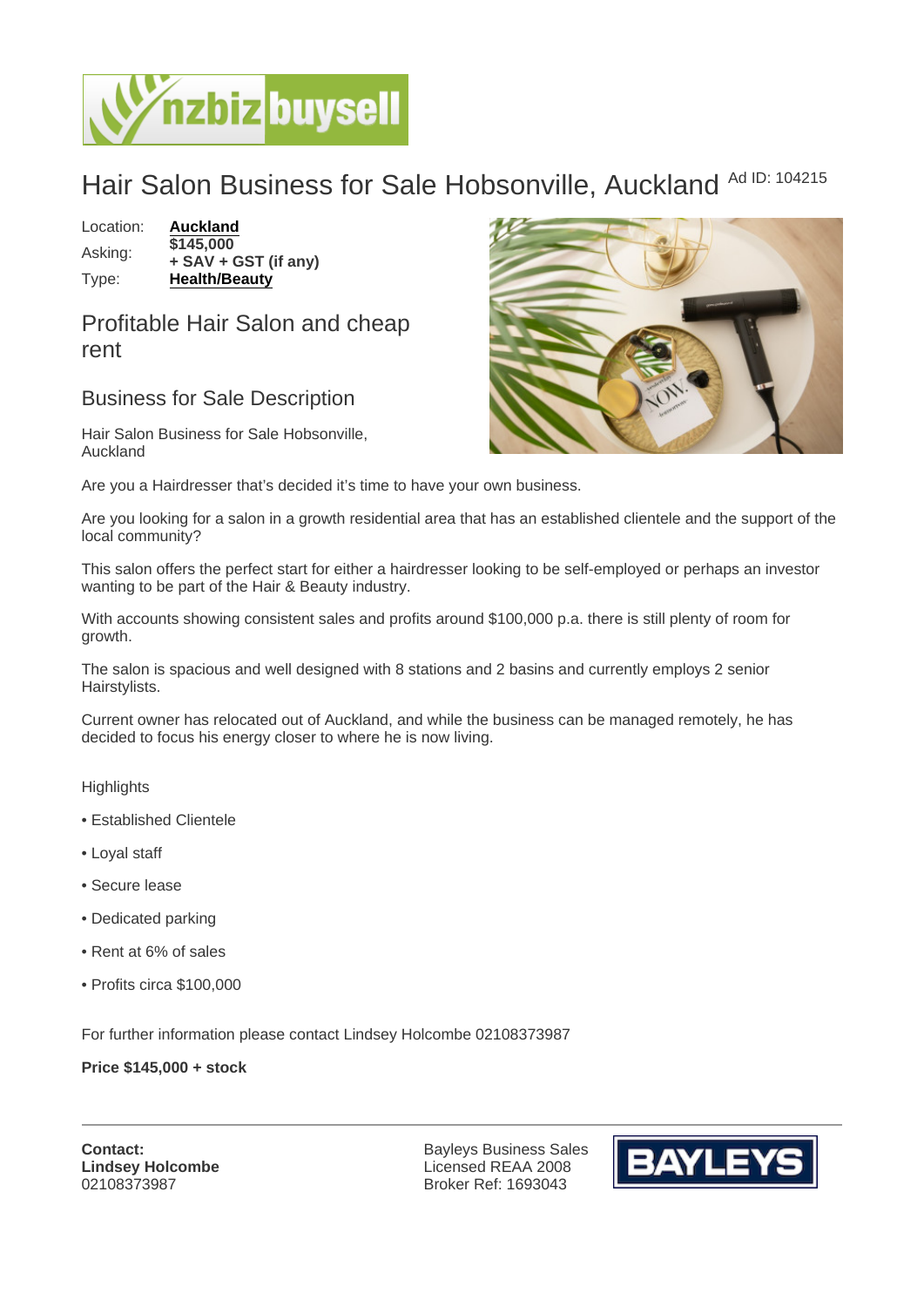# Hair Salon Business for Sale Hobsonville, Auckland

Ad ID: 104215

Location: **Auckland**
Asking: **$145,000 + SAV + GST (if any)**
Type: **Health/Beauty**

## Profitable Hair Salon and cheap rent

## Business for Sale Description

Hair Salon Business for Sale Hobsonville, Auckland

Are you a Hairdresser that's decided it's time to have your own business.

Are you looking for a salon in a growth residential area that has an established clientele and the support of the local community?

This salon offers the perfect start for either a hairdresser looking to be self-employed or perhaps an investor wanting to be part of the Hair & Beauty industry.

With accounts showing consistent sales and profits around $100,000 p.a. there is still plenty of room for growth.

The salon is spacious and well designed with 8 stations and 2 basins and currently employs 2 senior Hairstylists.

Current owner has relocated out of Auckland, and while the business can be managed remotely, he has decided to focus his energy closer to where he is now living.

Highlights

- Established Clientele
- Loyal staff
- Secure lease
- Dedicated parking
- Rent at 6% of sales
- Profits circa $100,000

For further information please contact Lindsey Holcombe 02108373987

**Price $145,000 + stock**

**Contact:**
**Lindsey Holcombe**
02108373987

Bayleys Business Sales
Licensed REAA 2008
Broker Ref: 1693043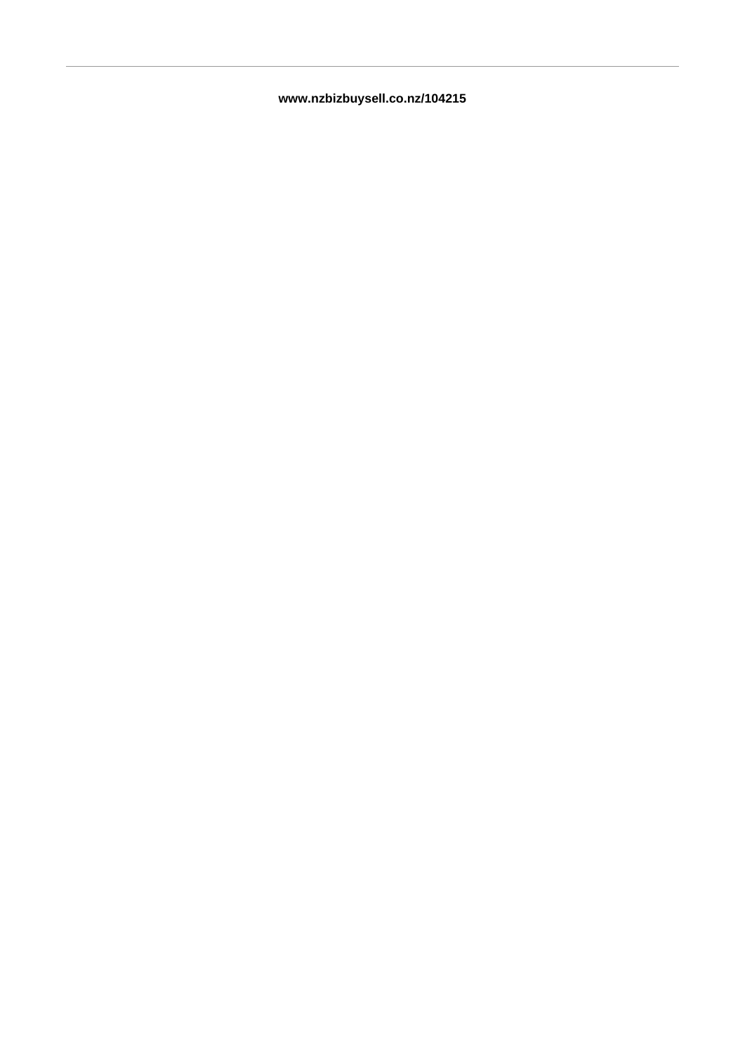www.nzbizbuysell.co.nz/104215